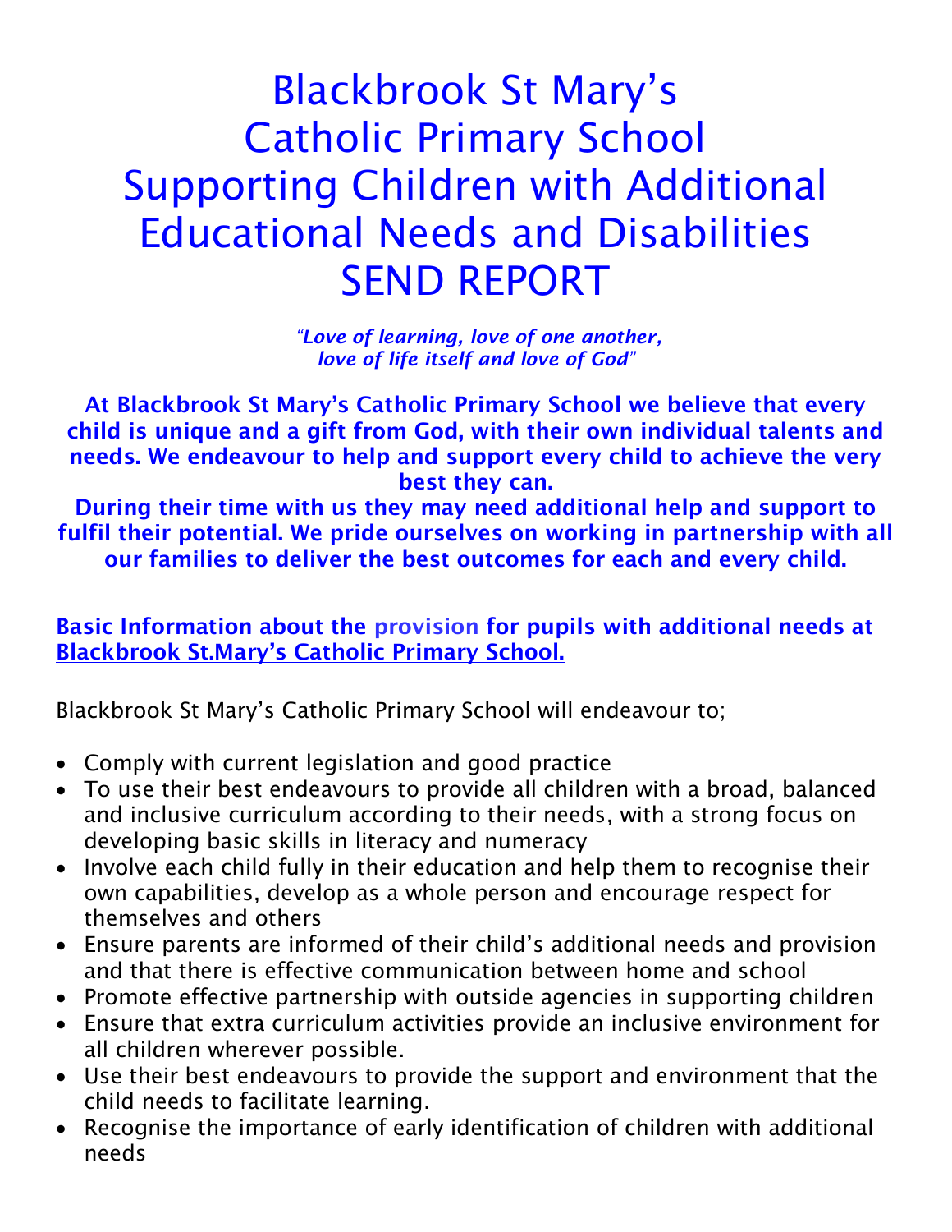# Blackbrook St Mary's Catholic Primary School Supporting Children with Additional Educational Needs and Disabilities SEND REPORT

*"Love of learning, love of one another, love of life itself and love of God"*

**At Blackbrook St Mary's Catholic Primary School we believe that every child is unique and a gift from God, with their own individual talents and needs. We endeavour to help and support every child to achieve the very best they can.**

**During their time with us they may need additional help and support to fulfil their potential. We pride ourselves on working in partnership with all our families to deliver the best outcomes for each and every child.**

## Basic Information about the provision for pupils with additional needs at Blackbrook St.Mary's Catholic Primary School.

Blackbrook St Mary's Catholic Primary School will endeavour to;

- Comply with current legislation and good practice
- To use their best endeavours to provide all children with a broad, balanced and inclusive curriculum according to their needs, with a strong focus on developing basic skills in literacy and numeracy
- Involve each child fully in their education and help them to recognise their own capabilities, develop as a whole person and encourage respect for themselves and others
- Ensure parents are informed of their child's additional needs and provision and that there is effective communication between home and school
- Promote effective partnership with outside agencies in supporting children
- Ensure that extra curriculum activities provide an inclusive environment for all children wherever possible.
- Use their best endeavours to provide the support and environment that the child needs to facilitate learning.
- Recognise the importance of early identification of children with additional needs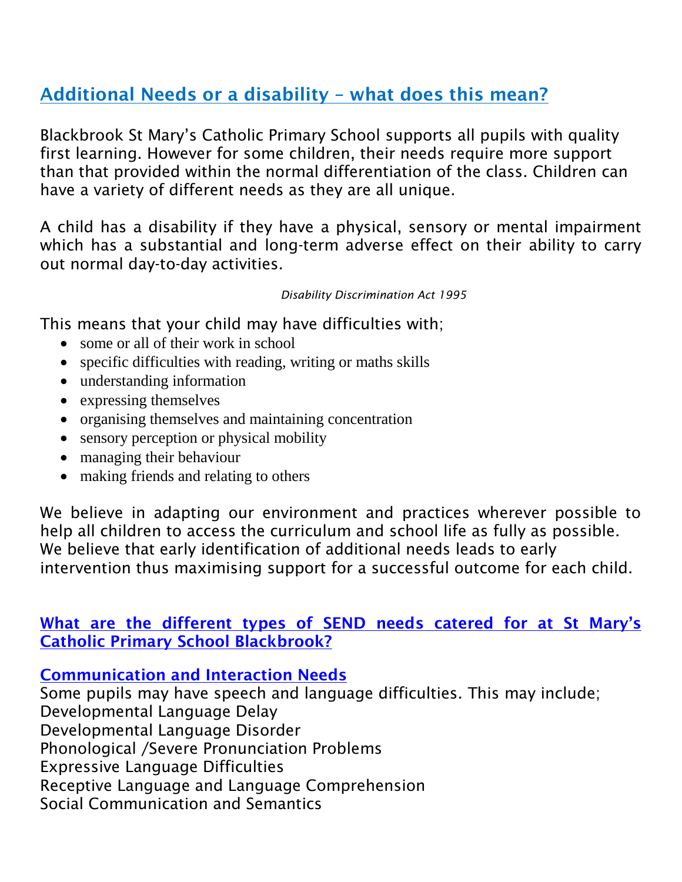## Additional Needs or a disability – what does this mean?

Blackbrook St Mary's Catholic Primary School supports all pupils with quality first learning. However for some children, their needs require more support than that provided within the normal differentiation of the class. Children can have a variety of different needs as they are all unique.

A child has a disability if they have a physical, sensory or mental impairment which has a substantial and long-term adverse effect on their ability to carry out normal day-to-day activities.

*Disability Discrimination Act 1995*

This means that your child may have difficulties with;

- some or all of their work in school
- specific difficulties with reading, writing or maths skills
- understanding information
- expressing themselves
- organising themselves and maintaining concentration
- sensory perception or physical mobility
- managing their behaviour
- making friends and relating to others

We believe in adapting our environment and practices wherever possible to help all children to access the curriculum and school life as fully as possible. We believe that early identification of additional needs leads to early intervention thus maximising support for a successful outcome for each child.

## What are the different types of SEND needs catered for at St Mary's Catholic Primary School Blackbrook?

### Communication and Interaction Needs

Some pupils may have speech and language difficulties. This may include;
Developmental Language Delay
Developmental Language Disorder
Phonological /Severe Pronunciation Problems
Expressive Language Difficulties
Receptive Language and Language Comprehension
Social Communication and Semantics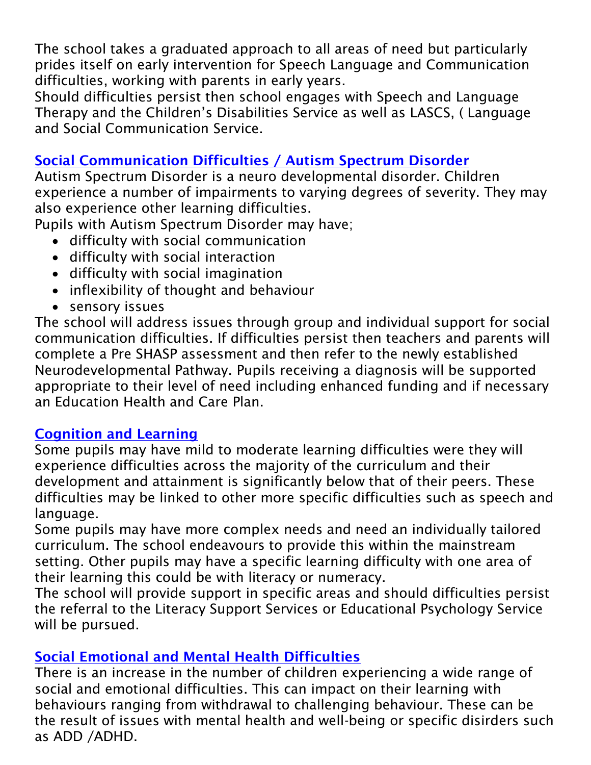The school takes a graduated approach to all areas of need but particularly prides itself on early intervention for Speech Language and Communication difficulties, working with parents in early years.
Should difficulties persist then school engages with Speech and Language Therapy and the Children's Disabilities Service as well as LASCS, ( Language and Social Communication Service.

## Social Communication Difficulties / Autism Spectrum Disorder

Autism Spectrum Disorder is a neuro developmental disorder. Children experience a number of impairments to varying degrees of severity. They may also experience other learning difficulties.
Pupils with Autism Spectrum Disorder may have;

- difficulty with social communication
- difficulty with social interaction
- difficulty with social imagination
- inflexibility of thought and behaviour
- sensory issues

The school will address issues through group and individual support for social communication difficulties. If difficulties persist then teachers and parents will complete a Pre SHASP assessment and then refer to the newly established Neurodevelopmental Pathway. Pupils receiving a diagnosis will be supported appropriate to their level of need including enhanced funding and if necessary an Education Health and Care Plan.

## Cognition and Learning

Some pupils may have mild to moderate learning difficulties were they will experience difficulties across the majority of the curriculum and their development and attainment is significantly below that of their peers. These difficulties may be linked to other more specific difficulties such as speech and language.
Some pupils may have more complex needs and need an individually tailored curriculum. The school endeavours to provide this within the mainstream setting. Other pupils may have a specific learning difficulty with one area of their learning this could be with literacy or numeracy.
The school will provide support in specific areas and should difficulties persist the referral to the Literacy Support Services or Educational Psychology Service will be pursued.

## Social Emotional and Mental Health Difficulties

There is an increase in the number of children experiencing a wide range of social and emotional difficulties. This can impact on their learning with behaviours ranging from withdrawal to challenging behaviour. These can be the result of issues with mental health and well-being or specific disirders such as ADD /ADHD.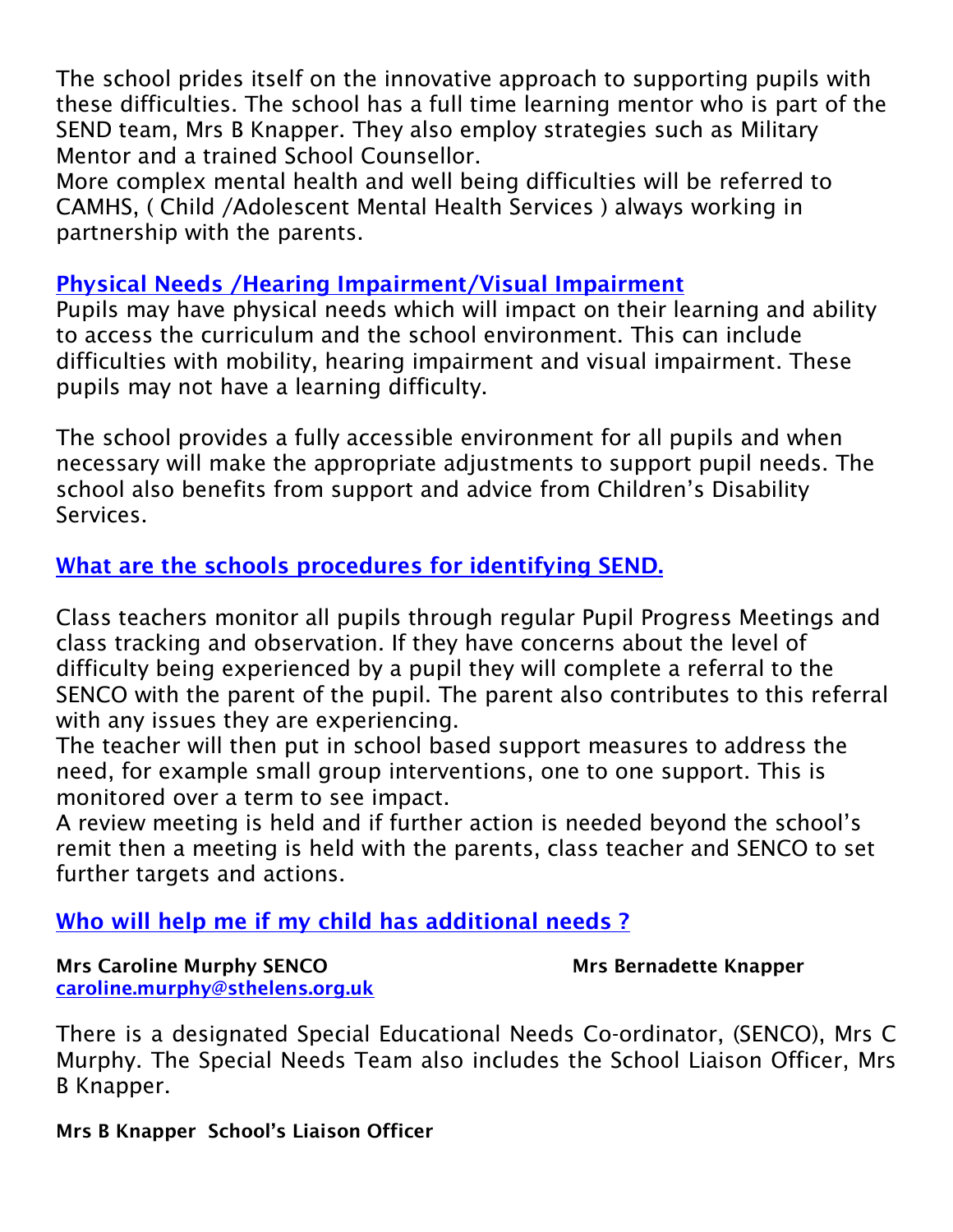The school prides itself on the innovative approach to supporting pupils with these difficulties. The school has a full time learning mentor who is part of the SEND team, Mrs B Knapper. They also employ strategies such as Military Mentor and a trained School Counsellor.
More complex mental health and well being difficulties will be referred to CAMHS, ( Child /Adolescent Mental Health Services ) always working in partnership with the parents.

## Physical Needs /Hearing Impairment/Visual Impairment

Pupils may have physical needs which will impact on their learning and ability to access the curriculum and the school environment. This can include difficulties with mobility, hearing impairment and visual impairment. These pupils may not have a learning difficulty.

The school provides a fully accessible environment for all pupils and when necessary will make the appropriate adjustments to support pupil needs. The school also benefits from support and advice from Children's Disability Services.

## What are the schools procedures for identifying SEND.

Class teachers monitor all pupils through regular Pupil Progress Meetings and class tracking and observation. If they have concerns about the level of difficulty being experienced by a pupil they will complete a referral to the SENCO with the parent of the pupil. The parent also contributes to this referral with any issues they are experiencing.
The teacher will then put in school based support measures to address the need, for example small group interventions, one to one support. This is monitored over a term to see impact.
A review meeting is held and if further action is needed beyond the school's remit then a meeting is held with the parents, class teacher and SENCO to set further targets and actions.

## Who will help me if my child has additional needs ?

**Mrs Caroline Murphy SENCO**
caroline.murphy@sthelens.org.uk

**Mrs Bernadette Knapper**

There is a designated Special Educational Needs Co-ordinator, (SENCO), Mrs C Murphy. The Special Needs Team also includes the School Liaison Officer, Mrs B Knapper.

**Mrs B Knapper School's Liaison Officer**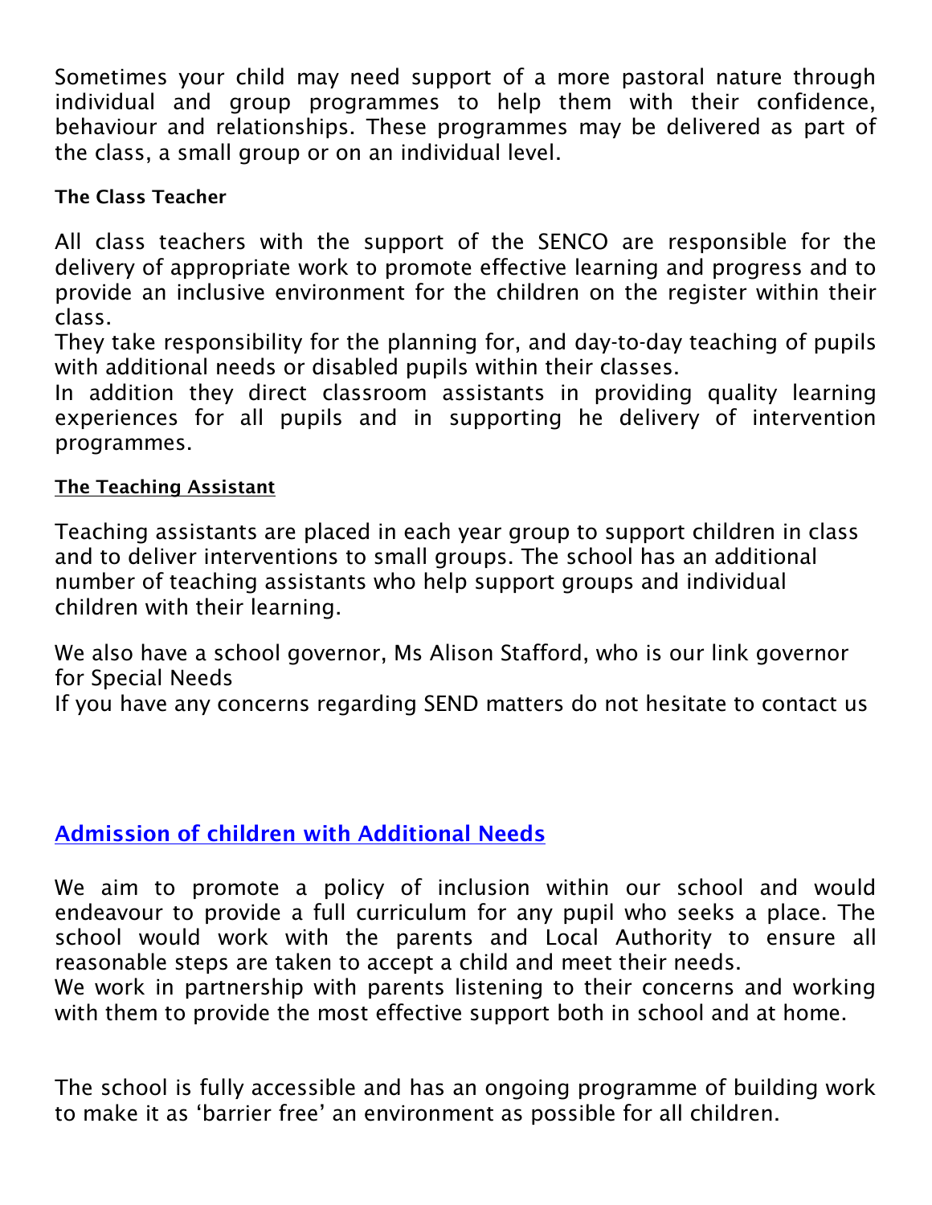Sometimes your child may need support of a more pastoral nature through individual and group programmes to help them with their confidence, behaviour and relationships. These programmes may be delivered as part of the class, a small group or on an individual level.

**The Class Teacher**

All class teachers with the support of the SENCO are responsible for the delivery of appropriate work to promote effective learning and progress and to provide an inclusive environment for the children on the register within their class.
They take responsibility for the planning for, and day-to-day teaching of pupils with additional needs or disabled pupils within their classes.
In addition they direct classroom assistants in providing quality learning experiences for all pupils and in supporting he delivery of intervention programmes.

**The Teaching Assistant**

Teaching assistants are placed in each year group to support children in class and to deliver interventions to small groups. The school has an additional number of teaching assistants who help support groups and individual children with their learning.

We also have a school governor, Ms Alison Stafford, who is our link governor for Special Needs
If you have any concerns regarding SEND matters do not hesitate to contact us

## Admission of children with Additional Needs

We aim to promote a policy of inclusion within our school and would endeavour to provide a full curriculum for any pupil who seeks a place. The school would work with the parents and Local Authority to ensure all reasonable steps are taken to accept a child and meet their needs.
We work in partnership with parents listening to their concerns and working with them to provide the most effective support both in school and at home.

The school is fully accessible and has an ongoing programme of building work to make it as 'barrier free' an environment as possible for all children.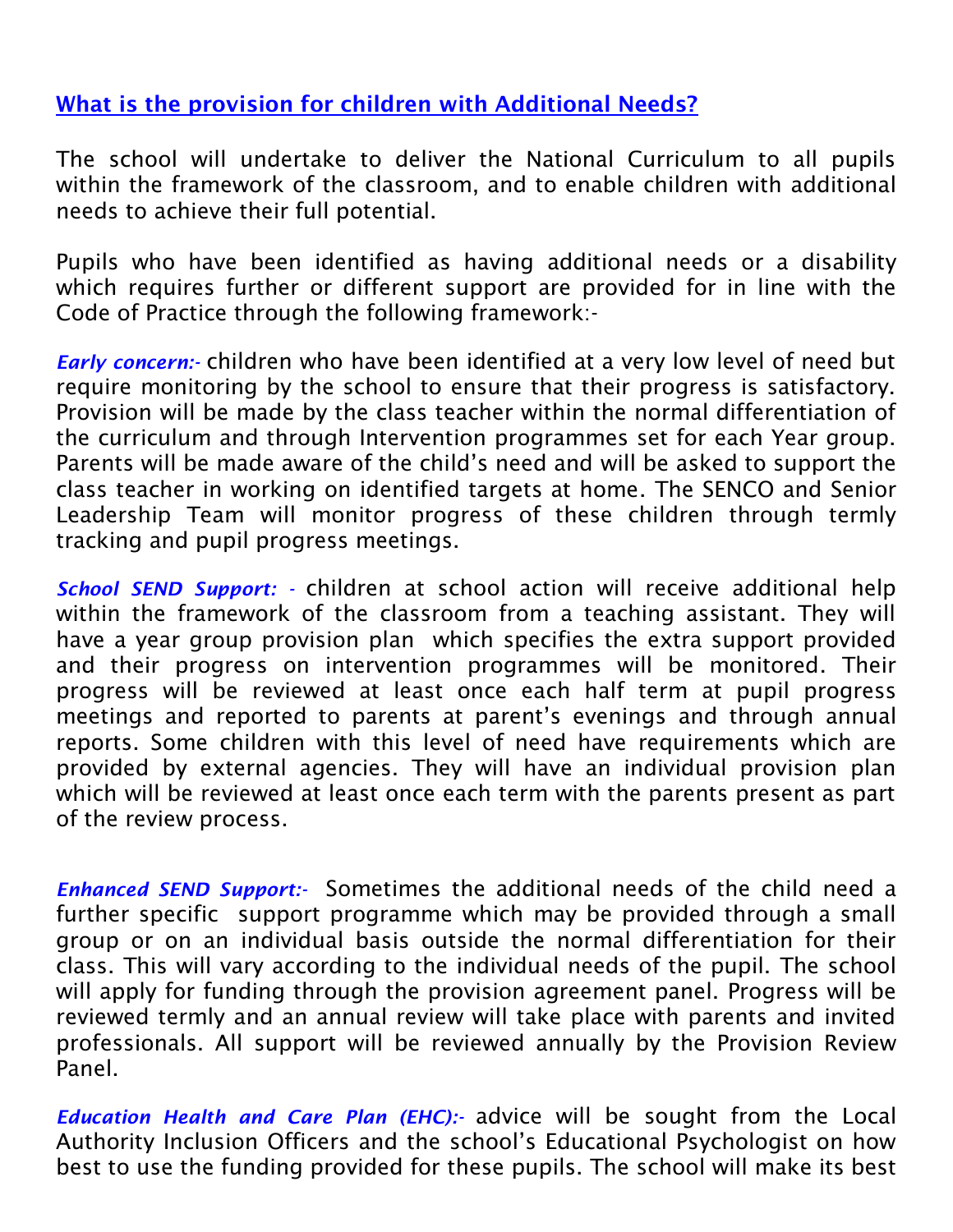## What is the provision for children with Additional Needs?

The school will undertake to deliver the National Curriculum to all pupils within the framework of the classroom, and to enable children with additional needs to achieve their full potential.

Pupils who have been identified as having additional needs or a disability which requires further or different support are provided for in line with the Code of Practice through the following framework:-

***Early concern:-*** children who have been identified at a very low level of need but require monitoring by the school to ensure that their progress is satisfactory. Provision will be made by the class teacher within the normal differentiation of the curriculum and through Intervention programmes set for each Year group. Parents will be made aware of the child's need and will be asked to support the class teacher in working on identified targets at home. The SENCO and Senior Leadership Team will monitor progress of these children through termly tracking and pupil progress meetings.

***School SEND Support: -*** children at school action will receive additional help within the framework of the classroom from a teaching assistant. They will have a year group provision plan which specifies the extra support provided and their progress on intervention programmes will be monitored. Their progress will be reviewed at least once each half term at pupil progress meetings and reported to parents at parent's evenings and through annual reports. Some children with this level of need have requirements which are provided by external agencies. They will have an individual provision plan which will be reviewed at least once each term with the parents present as part of the review process.

***Enhanced SEND Support:-*** Sometimes the additional needs of the child need a further specific support programme which may be provided through a small group or on an individual basis outside the normal differentiation for their class. This will vary according to the individual needs of the pupil. The school will apply for funding through the provision agreement panel. Progress will be reviewed termly and an annual review will take place with parents and invited professionals. All support will be reviewed annually by the Provision Review Panel.

***Education Health and Care Plan (EHC):-*** advice will be sought from the Local Authority Inclusion Officers and the school's Educational Psychologist on how best to use the funding provided for these pupils. The school will make its best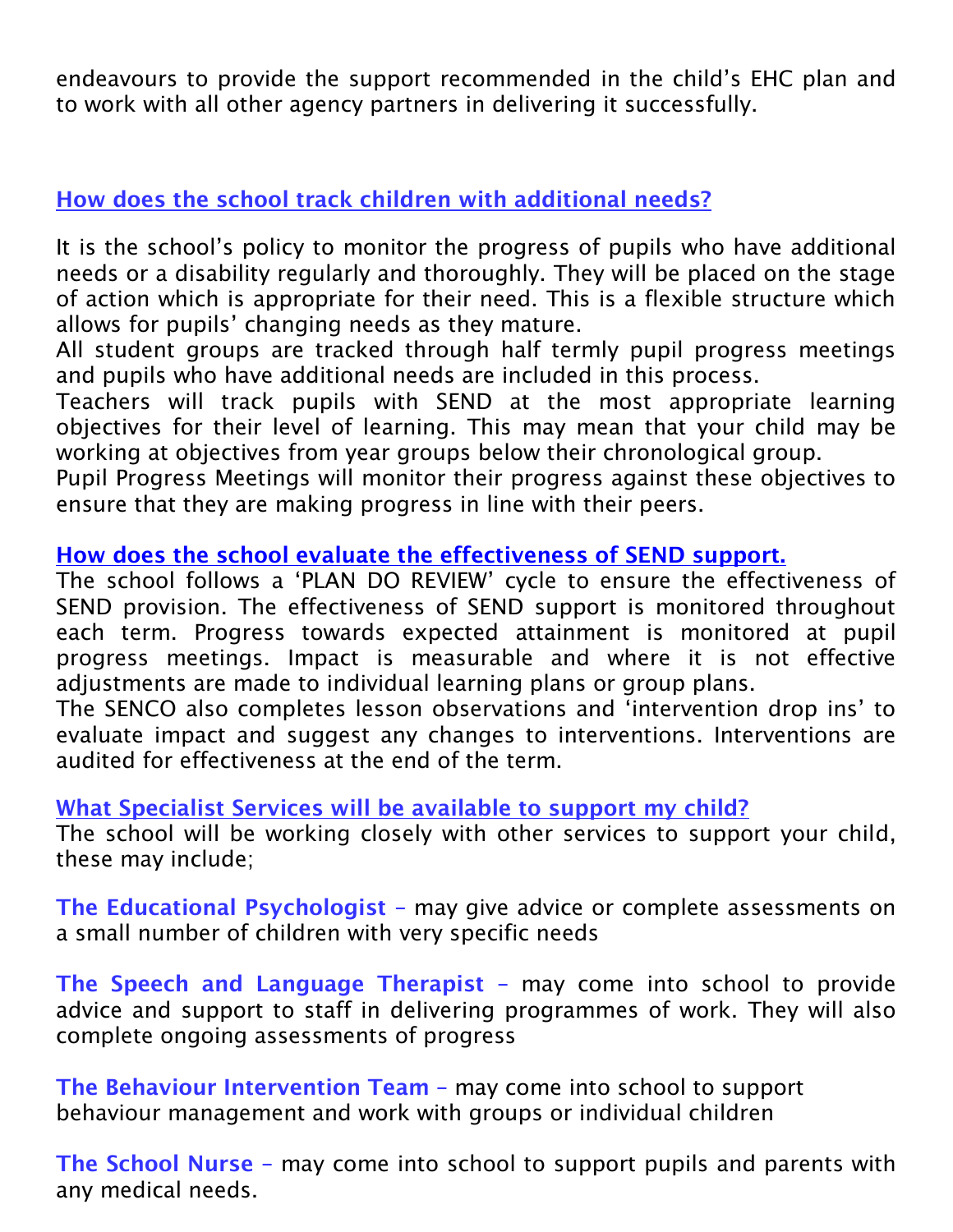endeavours to provide the support recommended in the child's EHC plan and to work with all other agency partners in delivering it successfully.

## How does the school track children with additional needs?

It is the school's policy to monitor the progress of pupils who have additional needs or a disability regularly and thoroughly. They will be placed on the stage of action which is appropriate for their need. This is a flexible structure which allows for pupils' changing needs as they mature.
All student groups are tracked through half termly pupil progress meetings and pupils who have additional needs are included in this process.
Teachers will track pupils with SEND at the most appropriate learning objectives for their level of learning. This may mean that your child may be working at objectives from year groups below their chronological group.
Pupil Progress Meetings will monitor their progress against these objectives to ensure that they are making progress in line with their peers.

## How does the school evaluate the effectiveness of SEND support.

The school follows a 'PLAN DO REVIEW' cycle to ensure the effectiveness of SEND provision. The effectiveness of SEND support is monitored throughout each term. Progress towards expected attainment is monitored at pupil progress meetings. Impact is measurable and where it is not effective adjustments are made to individual learning plans or group plans.
The SENCO also completes lesson observations and 'intervention drop ins' to evaluate impact and suggest any changes to interventions. Interventions are audited for effectiveness at the end of the term.

## What Specialist Services will be available to support my child?

The school will be working closely with other services to support your child, these may include;

**The Educational Psychologist** – may give advice or complete assessments on a small number of children with very specific needs

**The Speech and Language Therapist** – may come into school to provide advice and support to staff in delivering programmes of work. They will also complete ongoing assessments of progress

**The Behaviour Intervention Team** – may come into school to support behaviour management and work with groups or individual children

**The School Nurse** – may come into school to support pupils and parents with any medical needs.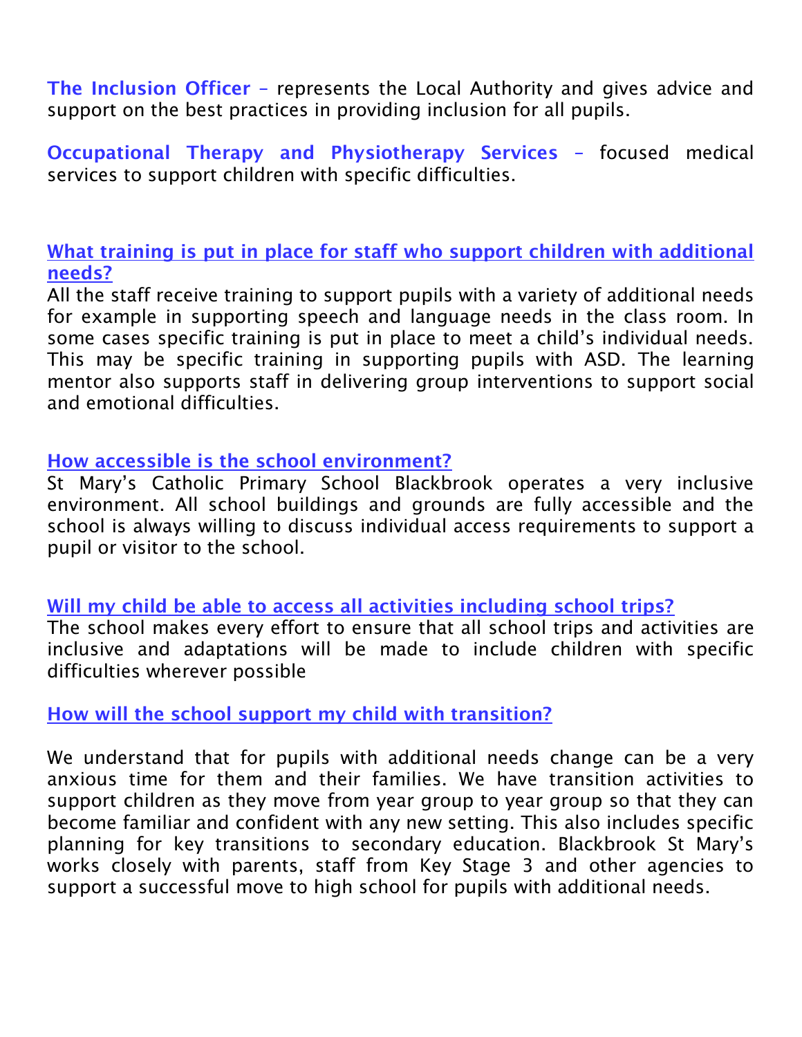**The Inclusion Officer** – represents the Local Authority and gives advice and support on the best practices in providing inclusion for all pupils.

**Occupational Therapy and Physiotherapy Services** – focused medical services to support children with specific difficulties.

## What training is put in place for staff who support children with additional needs?

All the staff receive training to support pupils with a variety of additional needs for example in supporting speech and language needs in the class room. In some cases specific training is put in place to meet a child's individual needs. This may be specific training in supporting pupils with ASD. The learning mentor also supports staff in delivering group interventions to support social and emotional difficulties.

## How accessible is the school environment?

St Mary's Catholic Primary School Blackbrook operates a very inclusive environment. All school buildings and grounds are fully accessible and the school is always willing to discuss individual access requirements to support a pupil or visitor to the school.

## Will my child be able to access all activities including school trips?

The school makes every effort to ensure that all school trips and activities are inclusive and adaptations will be made to include children with specific difficulties wherever possible

## How will the school support my child with transition?

We understand that for pupils with additional needs change can be a very anxious time for them and their families. We have transition activities to support children as they move from year group to year group so that they can become familiar and confident with any new setting. This also includes specific planning for key transitions to secondary education. Blackbrook St Mary's works closely with parents, staff from Key Stage 3 and other agencies to support a successful move to high school for pupils with additional needs.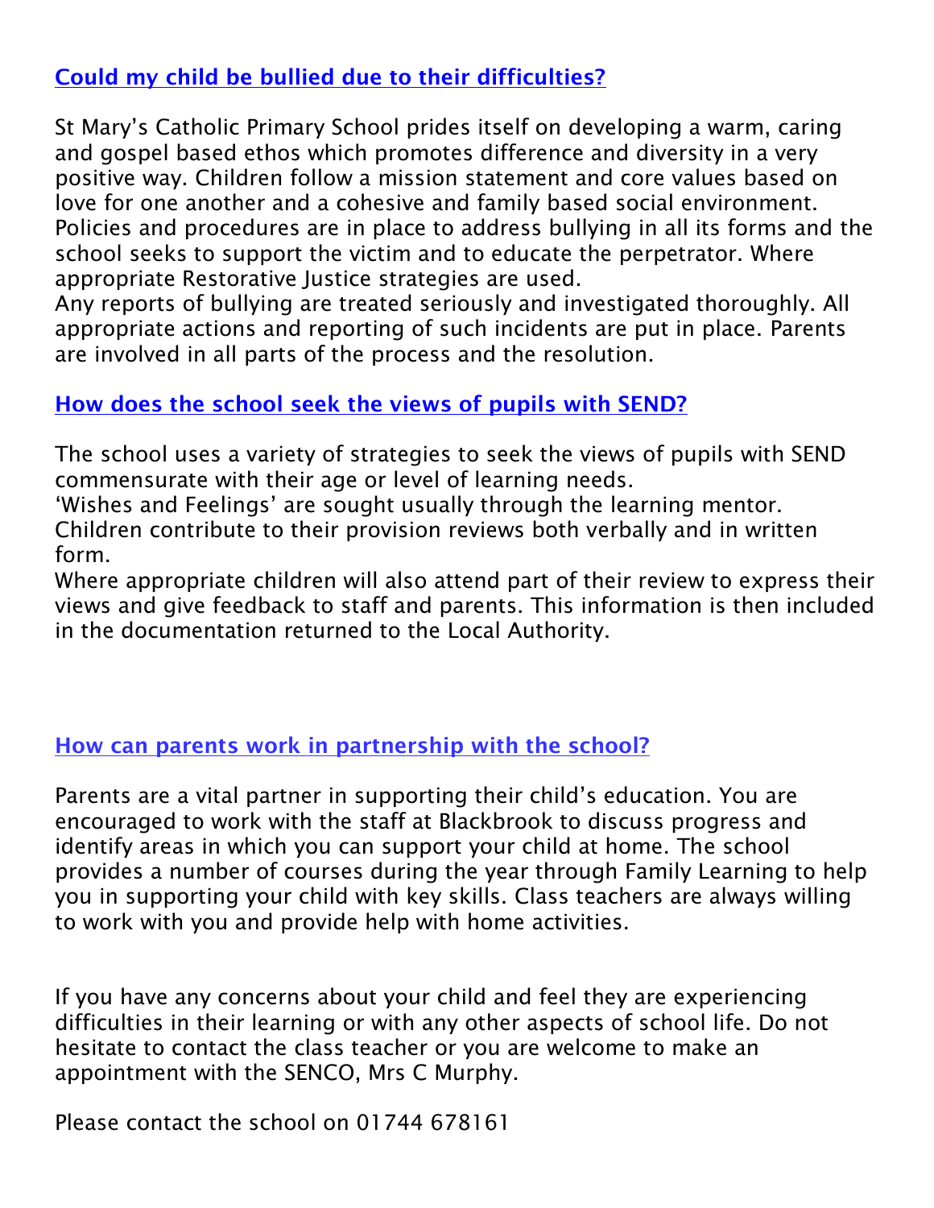## Could my child be bullied due to their difficulties?

St Mary's Catholic Primary School prides itself on developing a warm, caring and gospel based ethos which promotes difference and diversity in a very positive way. Children follow a mission statement and core values based on love for one another and a cohesive and family based social environment. Policies and procedures are in place to address bullying in all its forms and the school seeks to support the victim and to educate the perpetrator. Where appropriate Restorative Justice strategies are used.
Any reports of bullying are treated seriously and investigated thoroughly. All appropriate actions and reporting of such incidents are put in place. Parents are involved in all parts of the process and the resolution.

## How does the school seek the views of pupils with SEND?

The school uses a variety of strategies to seek the views of pupils with SEND commensurate with their age or level of learning needs.
'Wishes and Feelings' are sought usually through the learning mentor.
Children contribute to their provision reviews both verbally and in written form.
Where appropriate children will also attend part of their review to express their views and give feedback to staff and parents. This information is then included in the documentation returned to the Local Authority.

## How can parents work in partnership with the school?

Parents are a vital partner in supporting their child's education. You are encouraged to work with the staff at Blackbrook to discuss progress and identify areas in which you can support your child at home. The school provides a number of courses during the year through Family Learning to help you in supporting your child with key skills. Class teachers are always willing to work with you and provide help with home activities.

If you have any concerns about your child and feel they are experiencing difficulties in their learning or with any other aspects of school life. Do not hesitate to contact the class teacher or you are welcome to make an appointment with the SENCO, Mrs C Murphy.

Please contact the school on 01744 678161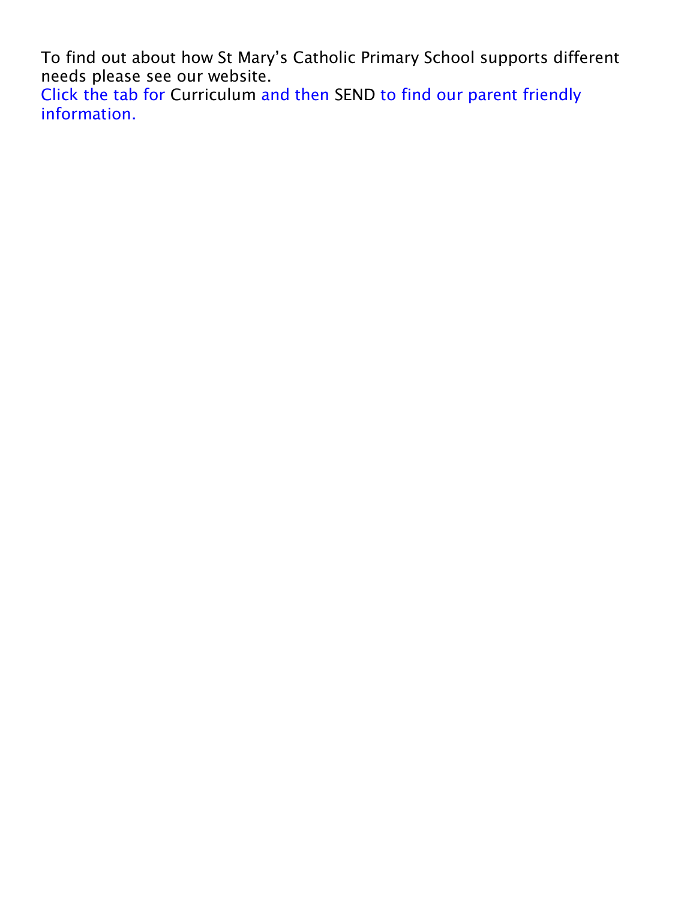To find out about how St Mary's Catholic Primary School supports different needs please see our website.
Click the tab for Curriculum and then SEND to find our parent friendly information.